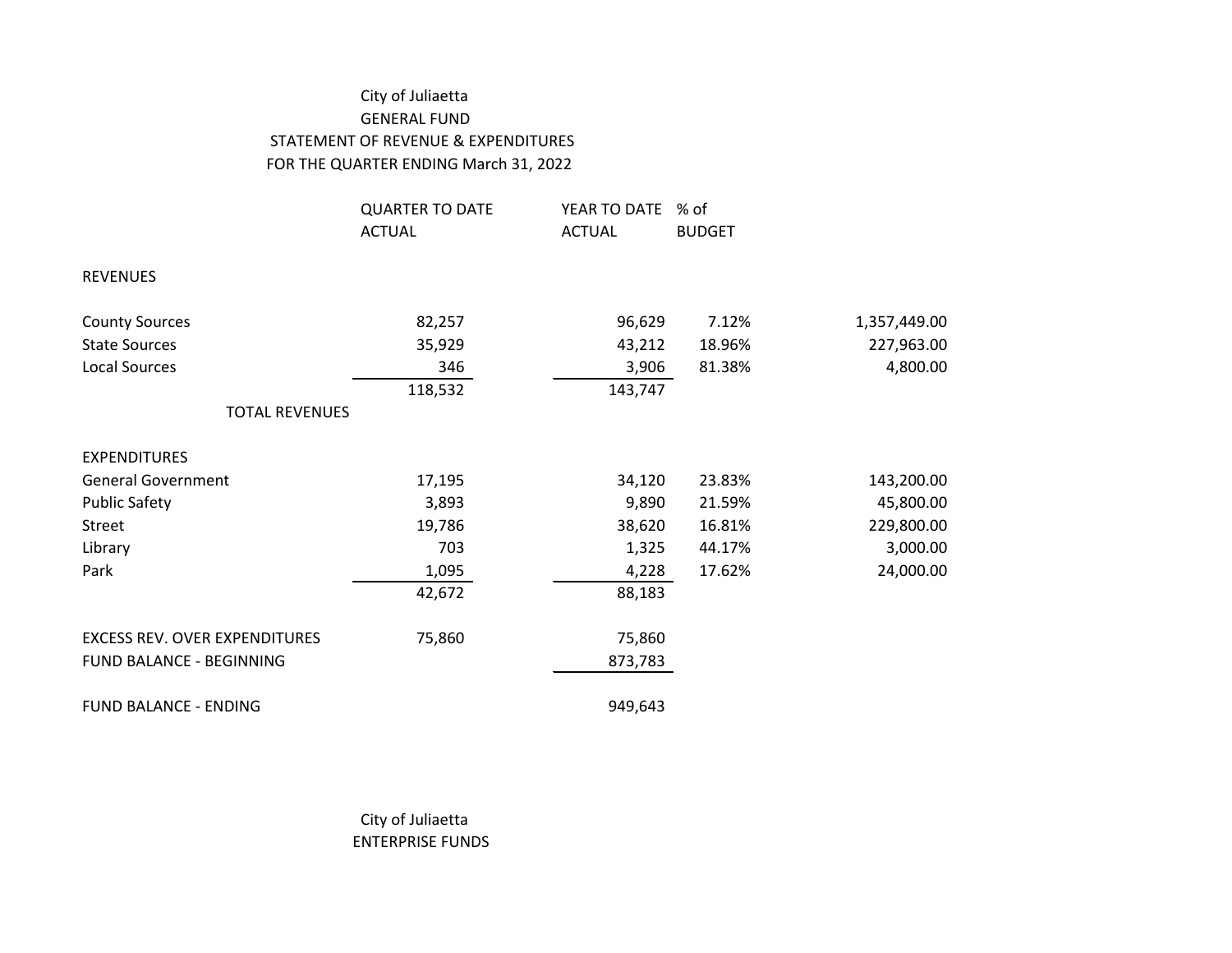City of Juliaetta
GENERAL FUND
STATEMENT OF REVENUE & EXPENDITURES
FOR THE QUARTER ENDING March 31, 2022

| | QUARTER TO DATE ACTUAL | YEAR TO DATE ACTUAL | % of BUDGET | |
|---|---|---|---|---|
| REVENUES | | | | |
| County Sources | 82,257 | 96,629 | 7.12% | 1,357,449.00 |
| State Sources | 35,929 | 43,212 | 18.96% | 227,963.00 |
| Local Sources | 346 | 3,906 | 81.38% | 4,800.00 |
| | 118,532 | 143,747 | | |
| TOTAL REVENUES | | | | |
| EXPENDITURES | | | | |
| General Government | 17,195 | 34,120 | 23.83% | 143,200.00 |
| Public Safety | 3,893 | 9,890 | 21.59% | 45,800.00 |
| Street | 19,786 | 38,620 | 16.81% | 229,800.00 |
| Library | 703 | 1,325 | 44.17% | 3,000.00 |
| Park | 1,095 | 4,228 | 17.62% | 24,000.00 |
| | 42,672 | 88,183 | | |
| EXCESS REV. OVER EXPENDITURES | 75,860 | 75,860 | | |
| FUND BALANCE - BEGINNING | | 873,783 | | |
| FUND BALANCE - ENDING | | 949,643 | | |

City of Juliaetta
ENTERPRISE FUNDS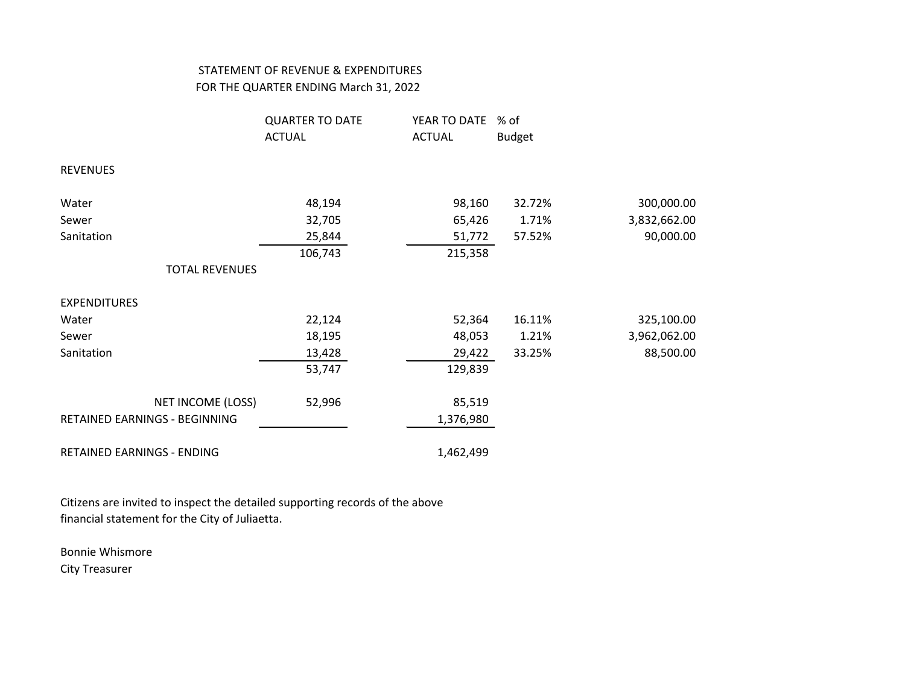STATEMENT OF REVENUE & EXPENDITURES
FOR THE QUARTER ENDING March 31, 2022

| | QUARTER TO DATE ACTUAL | YEAR TO DATE ACTUAL | % of Budget | |
|---|---|---|---|---|
| REVENUES | | | | |
| Water | 48,194 | 98,160 | 32.72% | 300,000.00 |
| Sewer | 32,705 | 65,426 | 1.71% | 3,832,662.00 |
| Sanitation | 25,844 | 51,772 | 57.52% | 90,000.00 |
| | 106,743 | 215,358 | | |
| TOTAL REVENUES | | | | |
| EXPENDITURES | | | | |
| Water | 22,124 | 52,364 | 16.11% | 325,100.00 |
| Sewer | 18,195 | 48,053 | 1.21% | 3,962,062.00 |
| Sanitation | 13,428 | 29,422 | 33.25% | 88,500.00 |
| | 53,747 | 129,839 | | |
| NET INCOME (LOSS) | 52,996 | 85,519 | | |
| RETAINED EARNINGS - BEGINNING | | 1,376,980 | | |
| RETAINED EARNINGS - ENDING | | 1,462,499 | | |

Citizens are invited to inspect the detailed supporting records of the above financial statement for the City of Juliaetta.

Bonnie Whismore
City Treasurer